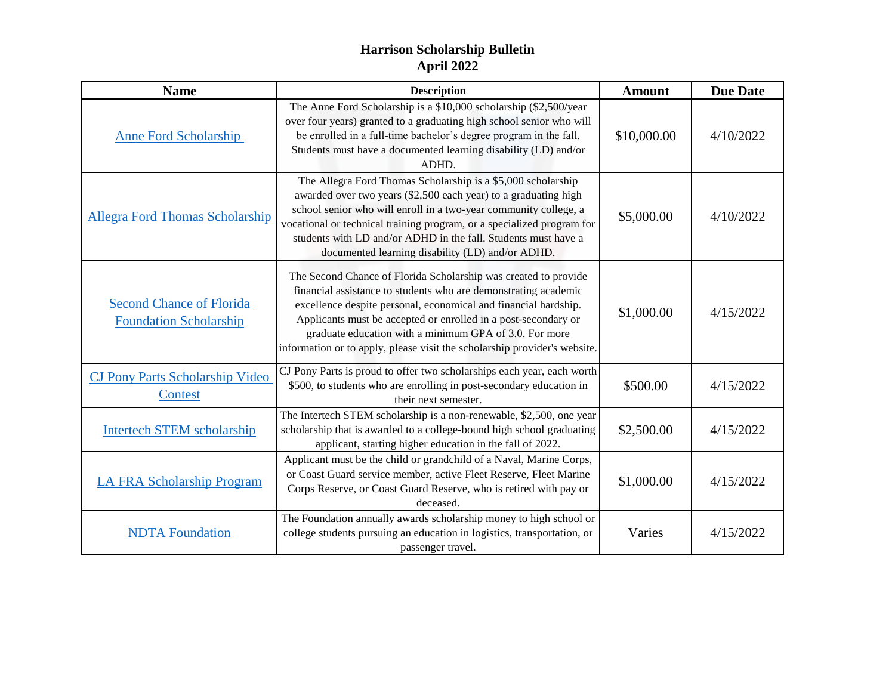# Harrison Scholarship Bulletin
## April 2022

| Name | Description | Amount | Due Date |
|---|---|---|---|
| Anne Ford Scholarship | The Anne Ford Scholarship is a $10,000 scholarship ($2,500/year over four years) granted to a graduating high school senior who will be enrolled in a full-time bachelor's degree program in the fall. Students must have a documented learning disability (LD) and/or ADHD. | $10,000.00 | 4/10/2022 |
| Allegra Ford Thomas Scholarship | The Allegra Ford Thomas Scholarship is a $5,000 scholarship awarded over two years ($2,500 each year) to a graduating high school senior who will enroll in a two-year community college, a vocational or technical training program, or a specialized program for students with LD and/or ADHD in the fall. Students must have a documented learning disability (LD) and/or ADHD. | $5,000.00 | 4/10/2022 |
| Second Chance of Florida Foundation Scholarship | The Second Chance of Florida Scholarship was created to provide financial assistance to students who are demonstrating academic excellence despite personal, economical and financial hardship. Applicants must be accepted or enrolled in a post-secondary or graduate education with a minimum GPA of 3.0. For more information or to apply, please visit the scholarship provider's website. | $1,000.00 | 4/15/2022 |
| CJ Pony Parts Scholarship Video Contest | CJ Pony Parts is proud to offer two scholarships each year, each worth $500, to students who are enrolling in post-secondary education in their next semester. | $500.00 | 4/15/2022 |
| Intertech STEM scholarship | The Intertech STEM scholarship is a non-renewable, $2,500, one year scholarship that is awarded to a college-bound high school graduating applicant, starting higher education in the fall of 2022. | $2,500.00 | 4/15/2022 |
| LA FRA Scholarship Program | Applicant must be the child or grandchild of a Naval, Marine Corps, or Coast Guard service member, active Fleet Reserve, Fleet Marine Corps Reserve, or Coast Guard Reserve, who is retired with pay or deceased. | $1,000.00 | 4/15/2022 |
| NDTA Foundation | The Foundation annually awards scholarship money to high school or college students pursuing an education in logistics, transportation, or passenger travel. | Varies | 4/15/2022 |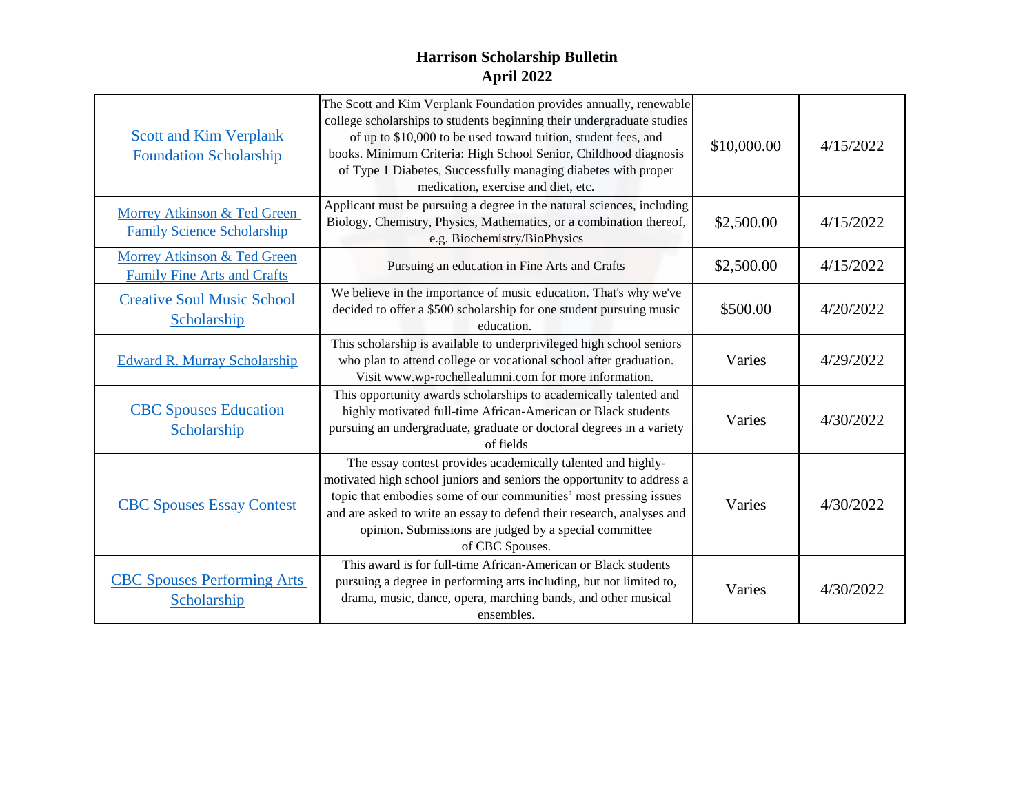**Harrison Scholarship Bulletin**
**April 2022**

| | | | |
|---|---|---|---|
| Scott and Kim Verplank Foundation Scholarship | The Scott and Kim Verplank Foundation provides annually, renewable college scholarships to students beginning their undergraduate studies of up to $10,000 to be used toward tuition, student fees, and books. Minimum Criteria: High School Senior, Childhood diagnosis of Type 1 Diabetes, Successfully managing diabetes with proper medication, exercise and diet, etc. | $10,000.00 | 4/15/2022 |
| Morrey Atkinson & Ted Green Family Science Scholarship | Applicant must be pursuing a degree in the natural sciences, including Biology, Chemistry, Physics, Mathematics, or a combination thereof, e.g. Biochemistry/BioPhysics | $2,500.00 | 4/15/2022 |
| Morrey Atkinson & Ted Green Family Fine Arts and Crafts | Pursuing an education in Fine Arts and Crafts | $2,500.00 | 4/15/2022 |
| Creative Soul Music School Scholarship | We believe in the importance of music education. That's why we've decided to offer a $500 scholarship for one student pursuing music education. | $500.00 | 4/20/2022 |
| Edward R. Murray Scholarship | This scholarship is available to underprivileged high school seniors who plan to attend college or vocational school after graduation. Visit www.wp-rochellealumni.com for more information. | Varies | 4/29/2022 |
| CBC Spouses Education Scholarship | This opportunity awards scholarships to academically talented and highly motivated full-time African-American or Black students pursuing an undergraduate, graduate or doctoral degrees in a variety of fields | Varies | 4/30/2022 |
| CBC Spouses Essay Contest | The essay contest provides academically talented and highly-motivated high school juniors and seniors the opportunity to address a topic that embodies some of our communities' most pressing issues and are asked to write an essay to defend their research, analyses and opinion. Submissions are judged by a special committee of CBC Spouses. | Varies | 4/30/2022 |
| CBC Spouses Performing Arts Scholarship | This award is for full-time African-American or Black students pursuing a degree in performing arts including, but not limited to, drama, music, dance, opera, marching bands, and other musical ensembles. | Varies | 4/30/2022 |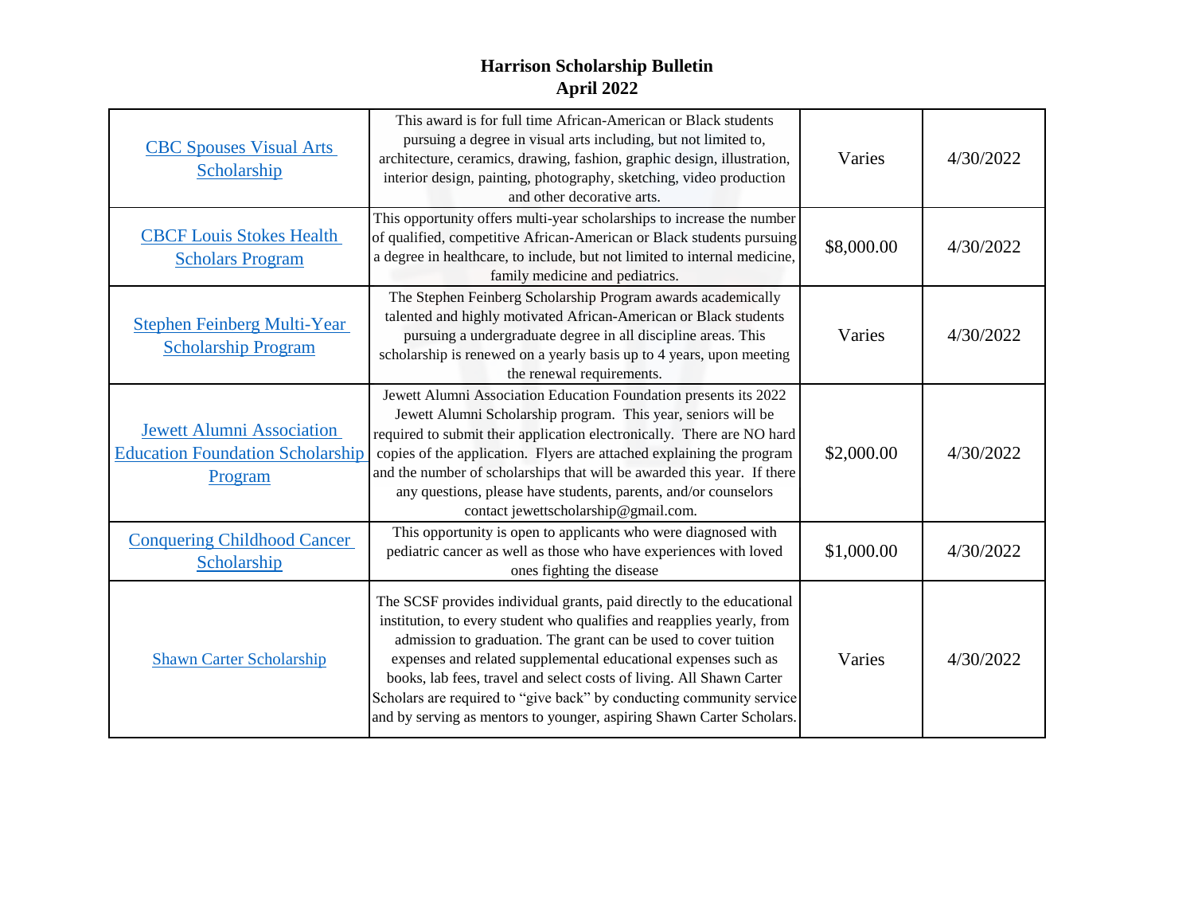**Harrison Scholarship Bulletin**
**April 2022**

| | | | |
|---|---|---|---|
| CBC Spouses Visual Arts Scholarship | This award is for full time African-American or Black students pursuing a degree in visual arts including, but not limited to, architecture, ceramics, drawing, fashion, graphic design, illustration, interior design, painting, photography, sketching, video production and other decorative arts. | Varies | 4/30/2022 |
| CBCF Louis Stokes Health Scholars Program | This opportunity offers multi-year scholarships to increase the number of qualified, competitive African-American or Black students pursuing a degree in healthcare, to include, but not limited to internal medicine, family medicine and pediatrics. | $8,000.00 | 4/30/2022 |
| Stephen Feinberg Multi-Year Scholarship Program | The Stephen Feinberg Scholarship Program awards academically talented and highly motivated African-American or Black students pursuing a undergraduate degree in all discipline areas. This scholarship is renewed on a yearly basis up to 4 years, upon meeting the renewal requirements. | Varies | 4/30/2022 |
| Jewett Alumni Association Education Foundation Scholarship Program | Jewett Alumni Association Education Foundation presents its 2022 Jewett Alumni Scholarship program. This year, seniors will be required to submit their application electronically. There are NO hard copies of the application. Flyers are attached explaining the program and the number of scholarships that will be awarded this year. If there any questions, please have students, parents, and/or counselors contact jewettscholarship@gmail.com. | $2,000.00 | 4/30/2022 |
| Conquering Childhood Cancer Scholarship | This opportunity is open to applicants who were diagnosed with pediatric cancer as well as those who have experiences with loved ones fighting the disease | $1,000.00 | 4/30/2022 |
| Shawn Carter Scholarship | The SCSF provides individual grants, paid directly to the educational institution, to every student who qualifies and reapplies yearly, from admission to graduation. The grant can be used to cover tuition expenses and related supplemental educational expenses such as books, lab fees, travel and select costs of living. All Shawn Carter Scholars are required to "give back" by conducting community service and by serving as mentors to younger, aspiring Shawn Carter Scholars. | Varies | 4/30/2022 |